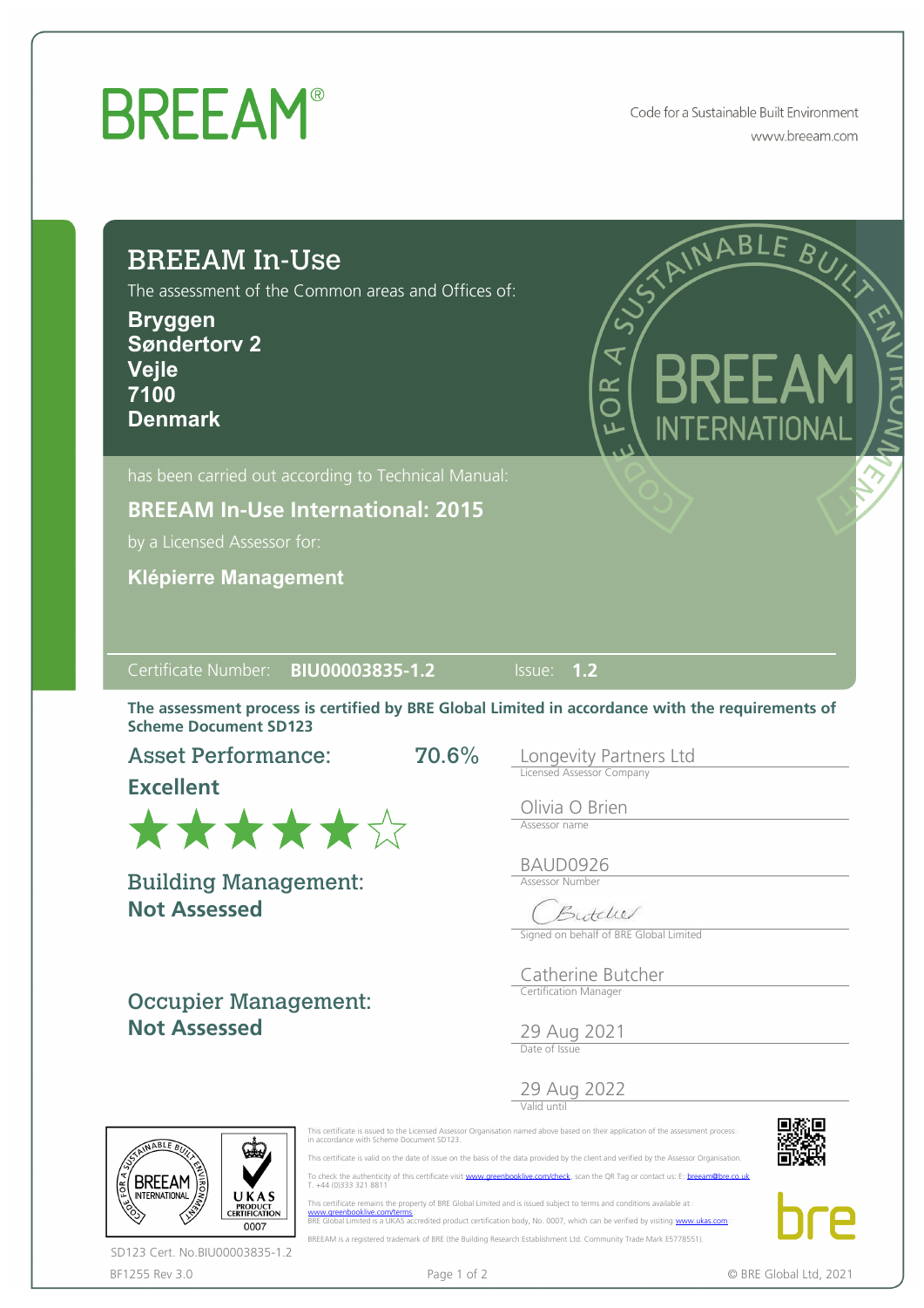# BREEAM®

Code for a Sustainable Built Environment
www.breeam.com

## BREEAM In-Use

The assessment of the Common areas and Offices of:

**Bryggen**
**Søndertorv 2**
**Vejle**
**7100**
**Denmark**

has been carried out according to Technical Manual:

**BREEAM In-Use International: 2015**

by a Licensed Assessor for:

**Klépierre Management**

Certificate Number: **BIU00003835-1.2** Issue: **1.2**

**The assessment process is certified by BRE Global Limited in accordance with the requirements of Scheme Document SD123**

**Asset Performance:** **70.6%**

**Excellent**

★★★★★☆

**Building Management:**
**Not Assessed**

**Occupier Management:**
**Not Assessed**

Longevity Partners Ltd
Licensed Assessor Company

Olivia O Brien
Assessor name

BAUD0926
Assessor Number

Signed on behalf of BRE Global Limited

Catherine Butcher
Certification Manager

29 Aug 2021
Date of Issue

29 Aug 2022
Valid until

This certificate is issued to the Licensed Assessor Organisation named above based on their application of the assessment process in accordance with Scheme Document SD123.

This certificate is valid on the date of issue on the basis of the data provided by the client and verified by the Assessor Organisation.

To check the authenticity of this certificate visit www.greenbooklive.com/check, scan the QR Tag or contact us: E: breeam@bre.co.uk T. +44 (0)333 321 8811

This certificate remains the property of BRE Global Limited and is issued subject to terms and conditions available at www.greenbooklive.com/terms
BRE Global Limited is a UKAS accredited product certification body, No. 0007, which can be verified by visiting www.ukas.com

BREEAM is a registered trademark of BRE (the Building Research Establishment Ltd. Community Trade Mark E5778551).

UKAS PRODUCT CERTIFICATION 0007

SD123 Cert. No.BIU00003835-1.2

BF1255 Rev 3.0

© BRE Global Ltd, 2021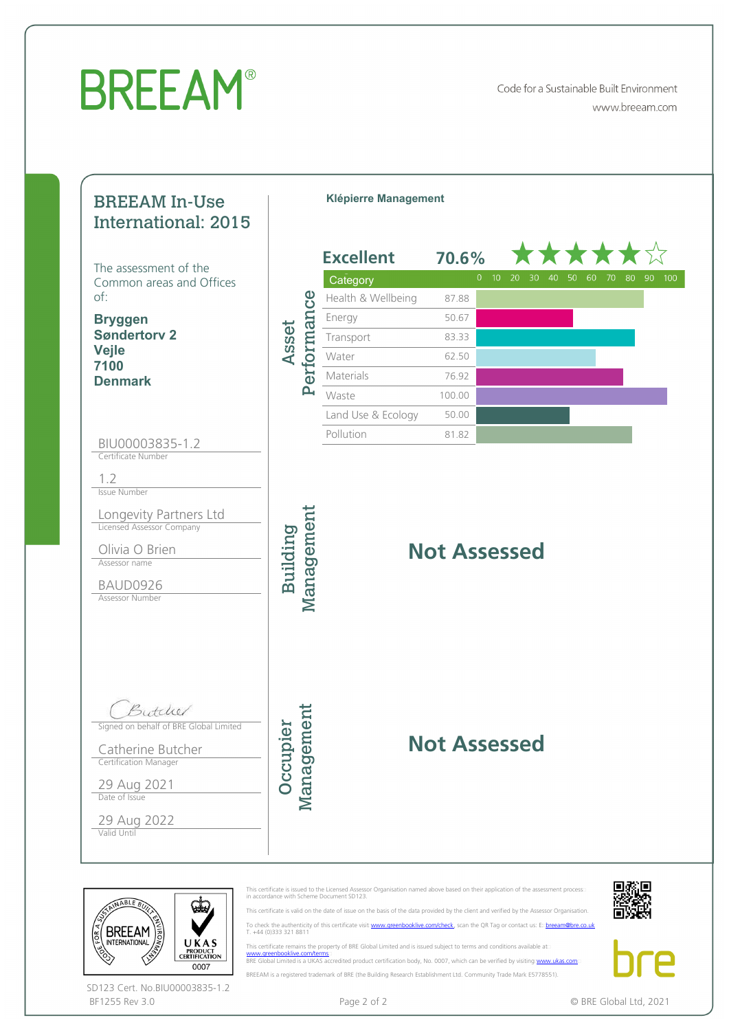# BREEAM®

Code for a Sustainable Built Environment
www.breeam.com

## BREEAM In-Use International: 2015

The assessment of the Common areas and Offices of:

**Bryggen**
**Søndertorv 2**
**Vejle**
**7100**
**Denmark**

BIU00003835-1.2
Certificate Number

1.2
Issue Number

Longevity Partners Ltd
Licensed Assessor Company

Olivia O Brien
Assessor name

BAUD0926
Assessor Number

Signed on behalf of BRE Global Limited

Catherine Butcher
Certification Manager

29 Aug 2021
Date of Issue

29 Aug 2022
Valid Until

**Klépierre Management**

### Asset Performance

**Excellent** **70.6%** ★★★★★☆

Category
0 10 20 30 40 50 60 70 80 90 100

Health & Wellbeing 87.88
Energy 50.67
Transport 83.33
Water 62.50
Materials 76.92
Waste 100.00
Land Use & Ecology 50.00
Pollution 81.82

### Building Management

**Not Assessed**

### Occupier Management

**Not Assessed**

This certificate is issued to the Licensed Assessor Organisation named above based on their application of the assessment process in accordance with Scheme Document SD123.

This certificate is valid on the date of issue on the basis of the data provided by the client and verified by the Assessor Organisation.

To check the authenticity of this certificate visit www.greenbooklive.com/check, scan the QR Tag or contact us: E: breeam@bre.co.uk
T. +44 (0)333 321 8811

This certificate remains the property of BRE Global Limited and is issued subject to terms and conditions available at: www.greenbooklive.com/terms
BRE Global Limited is a UKAS accredited product certification body, No. 0007, which can be verified by visiting www.ukas.com

BREEAM is a registered trademark of BRE (the Building Research Establishment Ltd. Community Trade Mark E5778551).

SD123 Cert. No.BIU00003835-1.2
BF1255 Rev 3.0

© BRE Global Ltd, 2021